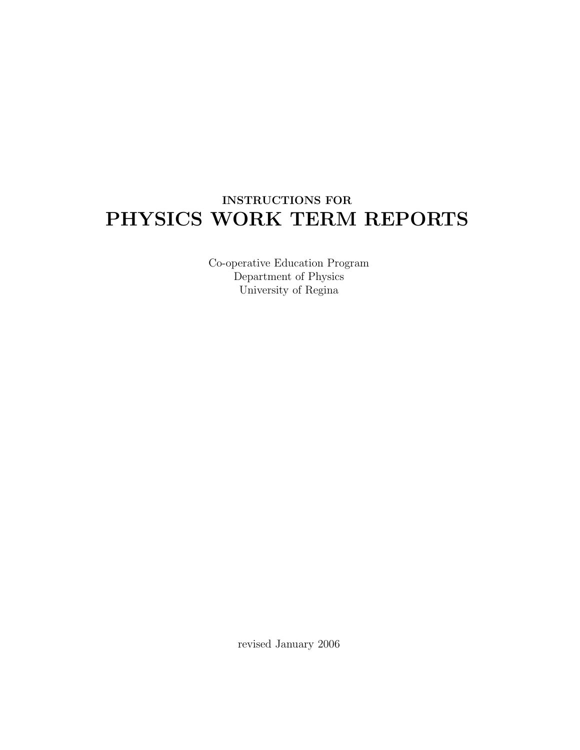INSTRUCTIONS FOR

# PHYSICS WORK TERM REPORTS

Co-operative Education Program
Department of Physics
University of Regina

revised January 2006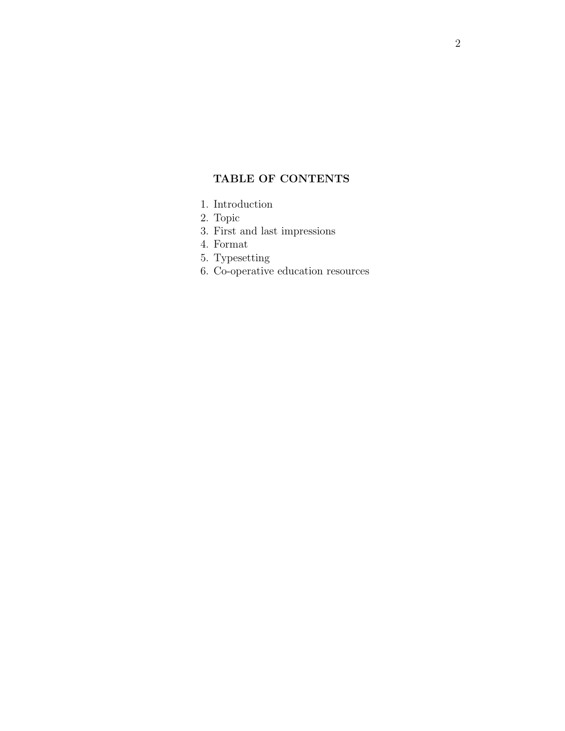## TABLE OF CONTENTS

1. Introduction
2. Topic
3. First and last impressions
4. Format
5. Typesetting
6. Co-operative education resources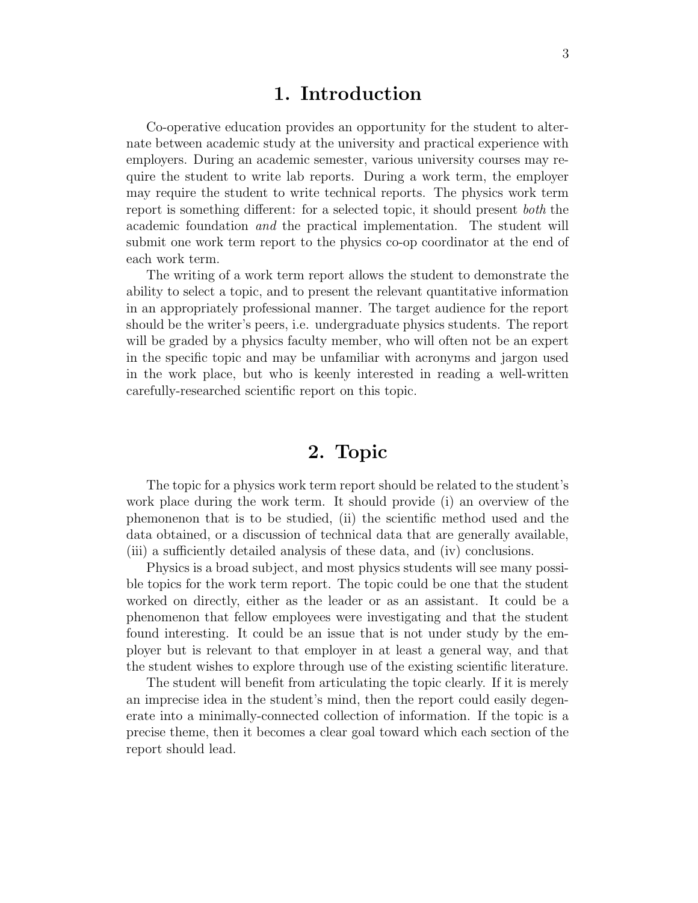# 1. Introduction

Co-operative education provides an opportunity for the student to alternate between academic study at the university and practical experience with employers. During an academic semester, various university courses may require the student to write lab reports. During a work term, the employer may require the student to write technical reports. The physics work term report is something different: for a selected topic, it should present *both* the academic foundation *and* the practical implementation. The student will submit one work term report to the physics co-op coordinator at the end of each work term.

The writing of a work term report allows the student to demonstrate the ability to select a topic, and to present the relevant quantitative information in an appropriately professional manner. The target audience for the report should be the writer's peers, i.e. undergraduate physics students. The report will be graded by a physics faculty member, who will often not be an expert in the specific topic and may be unfamiliar with acronyms and jargon used in the work place, but who is keenly interested in reading a well-written carefully-researched scientific report on this topic.

# 2. Topic

The topic for a physics work term report should be related to the student's work place during the work term. It should provide (i) an overview of the phemonenon that is to be studied, (ii) the scientific method used and the data obtained, or a discussion of technical data that are generally available, (iii) a sufficiently detailed analysis of these data, and (iv) conclusions.

Physics is a broad subject, and most physics students will see many possible topics for the work term report. The topic could be one that the student worked on directly, either as the leader or as an assistant. It could be a phenomenon that fellow employees were investigating and that the student found interesting. It could be an issue that is not under study by the employer but is relevant to that employer in at least a general way, and that the student wishes to explore through use of the existing scientific literature.

The student will benefit from articulating the topic clearly. If it is merely an imprecise idea in the student's mind, then the report could easily degenerate into a minimally-connected collection of information. If the topic is a precise theme, then it becomes a clear goal toward which each section of the report should lead.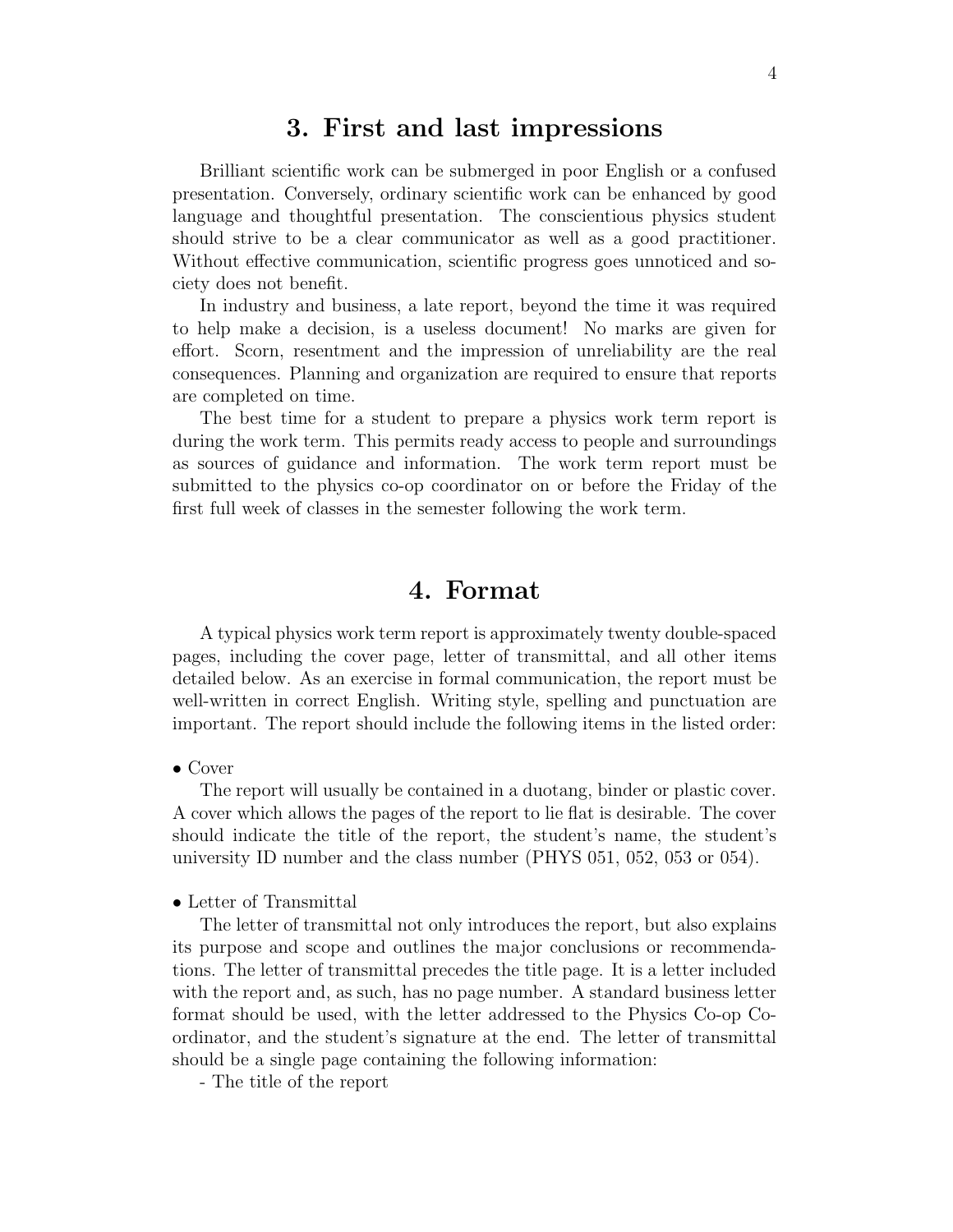## 3. First and last impressions

Brilliant scientific work can be submerged in poor English or a confused presentation. Conversely, ordinary scientific work can be enhanced by good language and thoughtful presentation. The conscientious physics student should strive to be a clear communicator as well as a good practitioner. Without effective communication, scientific progress goes unnoticed and society does not benefit.

In industry and business, a late report, beyond the time it was required to help make a decision, is a useless document! No marks are given for effort. Scorn, resentment and the impression of unreliability are the real consequences. Planning and organization are required to ensure that reports are completed on time.

The best time for a student to prepare a physics work term report is during the work term. This permits ready access to people and surroundings as sources of guidance and information. The work term report must be submitted to the physics co-op coordinator on or before the Friday of the first full week of classes in the semester following the work term.

## 4. Format

A typical physics work term report is approximately twenty double-spaced pages, including the cover page, letter of transmittal, and all other items detailed below. As an exercise in formal communication, the report must be well-written in correct English. Writing style, spelling and punctuation are important. The report should include the following items in the listed order:

• Cover

The report will usually be contained in a duotang, binder or plastic cover. A cover which allows the pages of the report to lie flat is desirable. The cover should indicate the title of the report, the student's name, the student's university ID number and the class number (PHYS 051, 052, 053 or 054).

• Letter of Transmittal

The letter of transmittal not only introduces the report, but also explains its purpose and scope and outlines the major conclusions or recommendations. The letter of transmittal precedes the title page. It is a letter included with the report and, as such, has no page number. A standard business letter format should be used, with the letter addressed to the Physics Co-op Coordinator, and the student's signature at the end. The letter of transmittal should be a single page containing the following information:

- The title of the report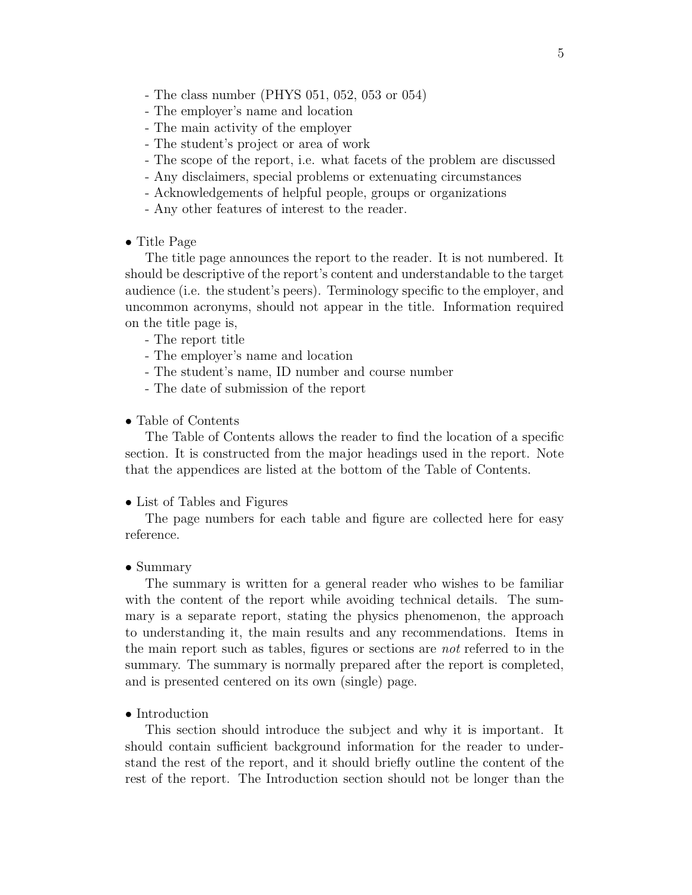- The class number (PHYS 051, 052, 053 or 054)
- The employer's name and location
- The main activity of the employer
- The student's project or area of work
- The scope of the report, i.e. what facets of the problem are discussed
- Any disclaimers, special problems or extenuating circumstances
- Acknowledgements of helpful people, groups or organizations
- Any other features of interest to the reader.

• Title Page

The title page announces the report to the reader. It is not numbered. It should be descriptive of the report's content and understandable to the target audience (i.e. the student's peers). Terminology specific to the employer, and uncommon acronyms, should not appear in the title. Information required on the title page is,

- The report title
- The employer's name and location
- The student's name, ID number and course number
- The date of submission of the report

• Table of Contents

The Table of Contents allows the reader to find the location of a specific section. It is constructed from the major headings used in the report. Note that the appendices are listed at the bottom of the Table of Contents.

• List of Tables and Figures

The page numbers for each table and figure are collected here for easy reference.

• Summary

The summary is written for a general reader who wishes to be familiar with the content of the report while avoiding technical details. The summary is a separate report, stating the physics phenomenon, the approach to understanding it, the main results and any recommendations. Items in the main report such as tables, figures or sections are *not* referred to in the summary. The summary is normally prepared after the report is completed, and is presented centered on its own (single) page.

• Introduction

This section should introduce the subject and why it is important. It should contain sufficient background information for the reader to understand the rest of the report, and it should briefly outline the content of the rest of the report. The Introduction section should not be longer than the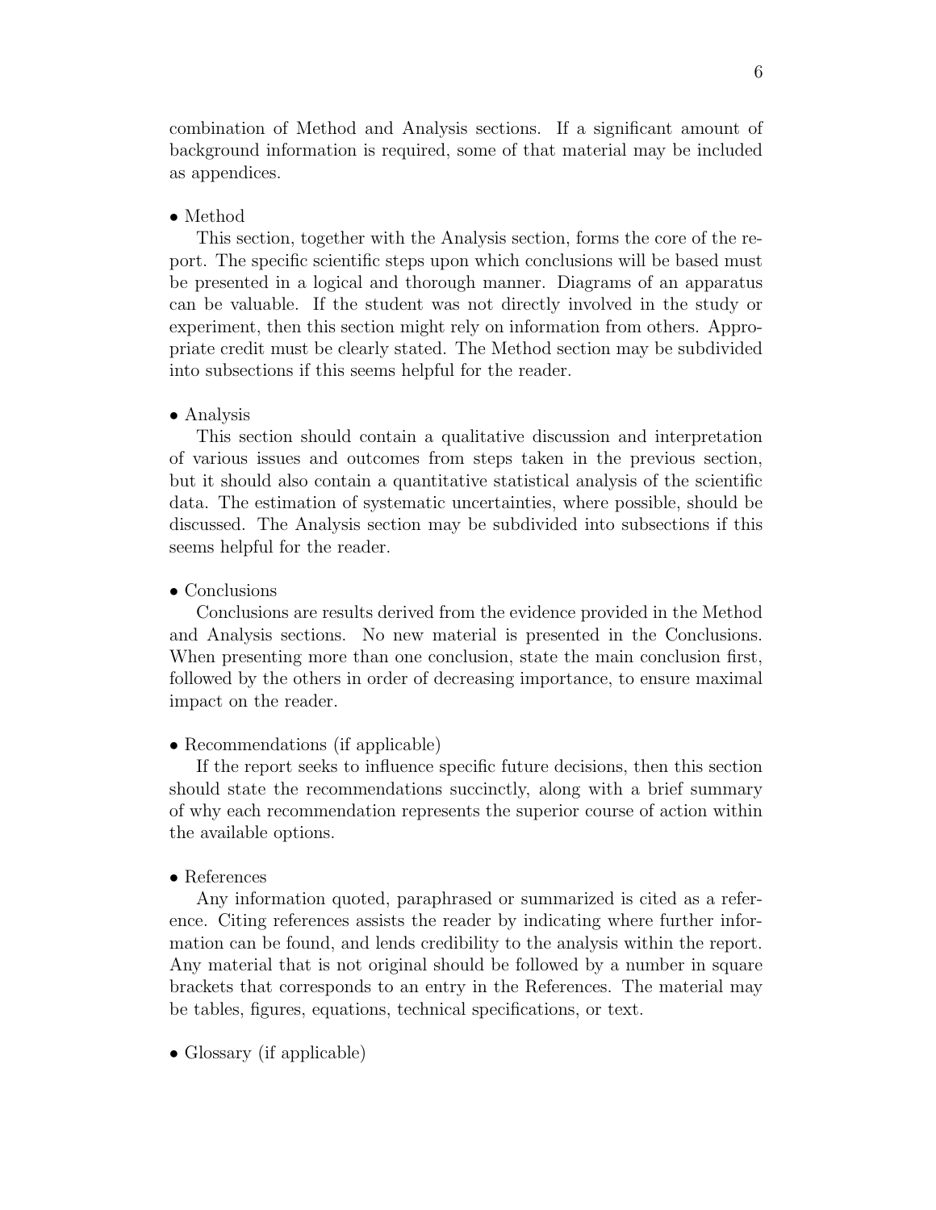combination of Method and Analysis sections. If a significant amount of background information is required, some of that material may be included as appendices.

- Method

  This section, together with the Analysis section, forms the core of the report. The specific scientific steps upon which conclusions will be based must be presented in a logical and thorough manner. Diagrams of an apparatus can be valuable. If the student was not directly involved in the study or experiment, then this section might rely on information from others. Appropriate credit must be clearly stated. The Method section may be subdivided into subsections if this seems helpful for the reader.

- Analysis

  This section should contain a qualitative discussion and interpretation of various issues and outcomes from steps taken in the previous section, but it should also contain a quantitative statistical analysis of the scientific data. The estimation of systematic uncertainties, where possible, should be discussed. The Analysis section may be subdivided into subsections if this seems helpful for the reader.

- Conclusions

  Conclusions are results derived from the evidence provided in the Method and Analysis sections. No new material is presented in the Conclusions. When presenting more than one conclusion, state the main conclusion first, followed by the others in order of decreasing importance, to ensure maximal impact on the reader.

- Recommendations (if applicable)

  If the report seeks to influence specific future decisions, then this section should state the recommendations succinctly, along with a brief summary of why each recommendation represents the superior course of action within the available options.

- References

  Any information quoted, paraphrased or summarized is cited as a reference. Citing references assists the reader by indicating where further information can be found, and lends credibility to the analysis within the report. Any material that is not original should be followed by a number in square brackets that corresponds to an entry in the References. The material may be tables, figures, equations, technical specifications, or text.

- Glossary (if applicable)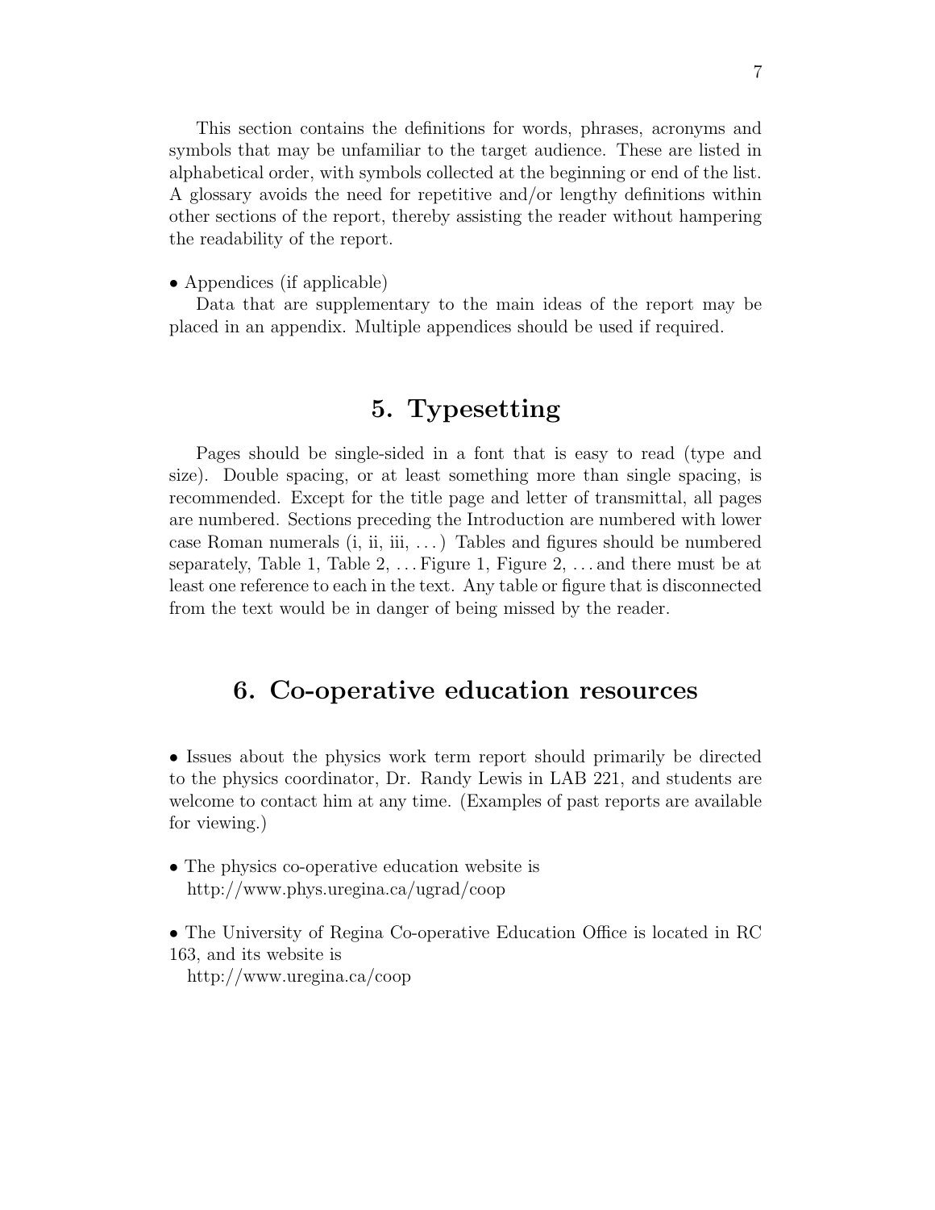This section contains the definitions for words, phrases, acronyms and symbols that may be unfamiliar to the target audience. These are listed in alphabetical order, with symbols collected at the beginning or end of the list. A glossary avoids the need for repetitive and/or lengthy definitions within other sections of the report, thereby assisting the reader without hampering the readability of the report.

• Appendices (if applicable)

Data that are supplementary to the main ideas of the report may be placed in an appendix. Multiple appendices should be used if required.

## 5. Typesetting

Pages should be single-sided in a font that is easy to read (type and size). Double spacing, or at least something more than single spacing, is recommended. Except for the title page and letter of transmittal, all pages are numbered. Sections preceding the Introduction are numbered with lower case Roman numerals (i, ii, iii, . . . ) Tables and figures should be numbered separately, Table 1, Table 2, . . . Figure 1, Figure 2, . . . and there must be at least one reference to each in the text. Any table or figure that is disconnected from the text would be in danger of being missed by the reader.

## 6. Co-operative education resources

• Issues about the physics work term report should primarily be directed to the physics coordinator, Dr. Randy Lewis in LAB 221, and students are welcome to contact him at any time. (Examples of past reports are available for viewing.)

• The physics co-operative education website is
http://www.phys.uregina.ca/ugrad/coop

• The University of Regina Co-operative Education Office is located in RC 163, and its website is
http://www.uregina.ca/coop